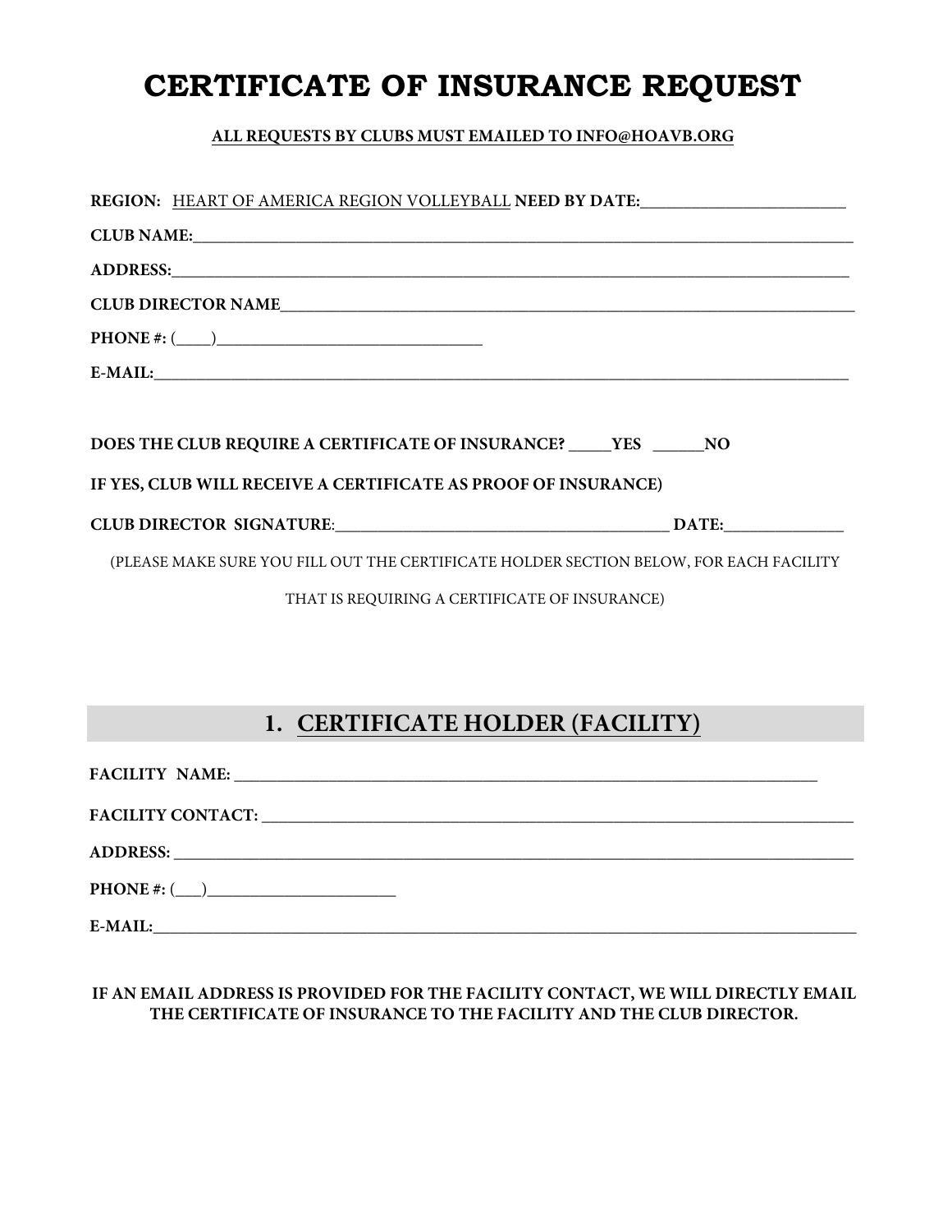# CERTIFICATE OF INSURANCE REQUEST

**ALL REQUESTS BY CLUBS MUST EMAILED TO INFO@HOAVB.ORG**

**REGION:** HEART OF AMERICA REGION VOLLEYBALL **NEED BY DATE:**_______________________

**CLUB NAME:**_______________________________________________________________________________

**ADDRESS:**_________________________________________________________________________________

**CLUB DIRECTOR NAME**_______________________________________________________________________

**PHONE #:** (____)______________________________

**E-MAIL:**__________________________________________________________________________________

**DOES THE CLUB REQUIRE A CERTIFICATE OF INSURANCE? _____YES ______NO**

**IF YES, CLUB WILL RECEIVE A CERTIFICATE AS PROOF OF INSURANCE)**

**CLUB DIRECTOR SIGNATURE**:________________________________________ **DATE:**______________

(PLEASE MAKE SURE YOU FILL OUT THE CERTIFICATE HOLDER SECTION BELOW, FOR EACH FACILITY THAT IS REQUIRING A CERTIFICATE OF INSURANCE)

## 1. CERTIFICATE HOLDER (FACILITY)

**FACILITY NAME:** _________________________________________________________________________

**FACILITY CONTACT:** ______________________________________________________________________

**ADDRESS:** ________________________________________________________________________________

**PHONE #:** (___)______________________

**E-MAIL:**__________________________________________________________________________________

**IF AN EMAIL ADDRESS IS PROVIDED FOR THE FACILITY CONTACT, WE WILL DIRECTLY EMAIL THE CERTIFICATE OF INSURANCE TO THE FACILITY AND THE CLUB DIRECTOR.**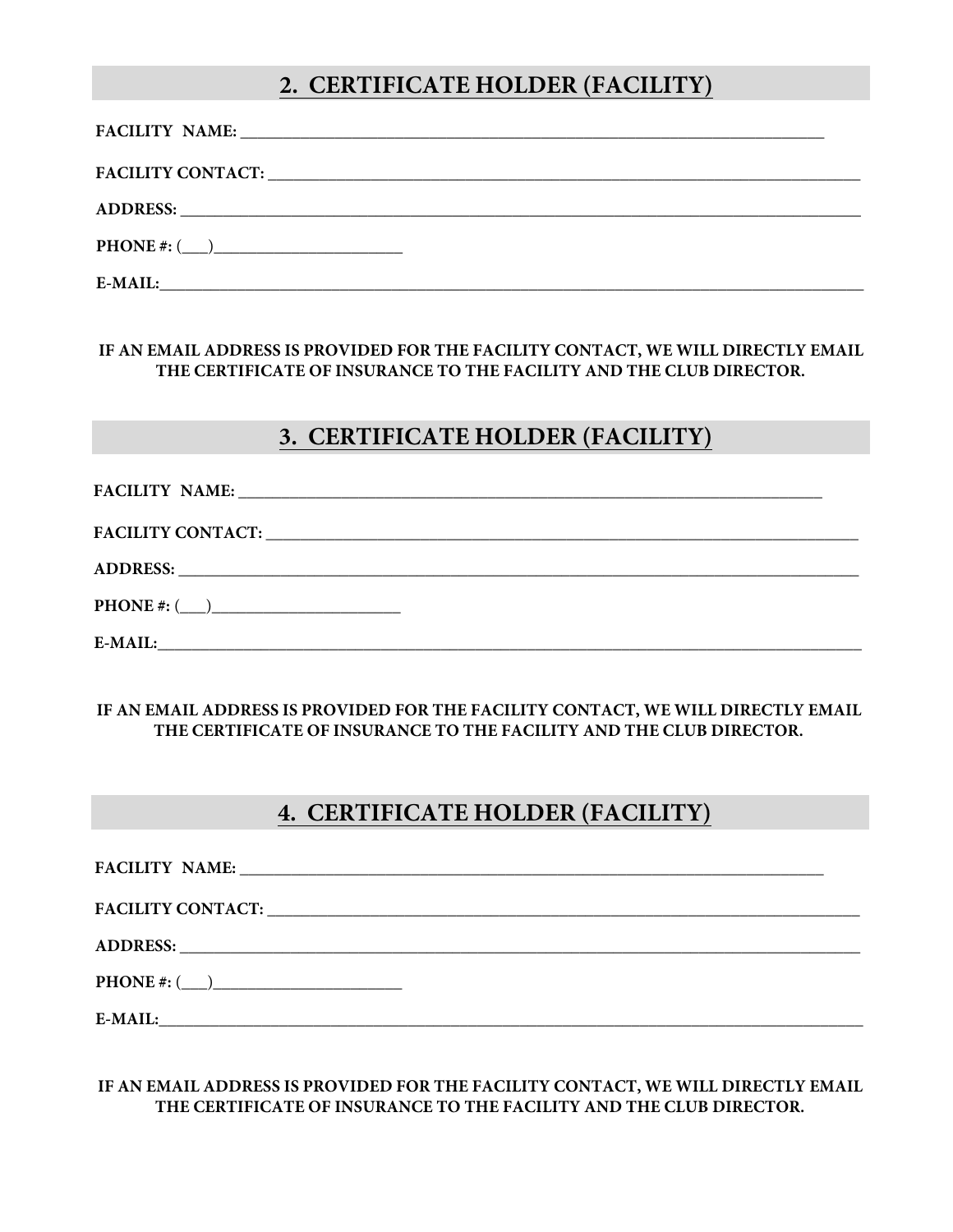## 2. CERTIFICATE HOLDER (FACILITY)

**FACILITY NAME:** ___________________________________________________________________________

**FACILITY CONTACT:** ________________________________________________________________________

**ADDRESS:** _______________________________________________________________________________

**PHONE #:** (___)_______________________

**E-MAIL:**_________________________________________________________________________________

**IF AN EMAIL ADDRESS IS PROVIDED FOR THE FACILITY CONTACT, WE WILL DIRECTLY EMAIL THE CERTIFICATE OF INSURANCE TO THE FACILITY AND THE CLUB DIRECTOR.**

## 3. CERTIFICATE HOLDER (FACILITY)

**FACILITY NAME:** ___________________________________________________________________________

**FACILITY CONTACT:** ________________________________________________________________________

**ADDRESS:** _______________________________________________________________________________

**PHONE #:** (___)_______________________

**E-MAIL:**_________________________________________________________________________________

**IF AN EMAIL ADDRESS IS PROVIDED FOR THE FACILITY CONTACT, WE WILL DIRECTLY EMAIL THE CERTIFICATE OF INSURANCE TO THE FACILITY AND THE CLUB DIRECTOR.**

## 4. CERTIFICATE HOLDER (FACILITY)

**FACILITY NAME:** ___________________________________________________________________________

**FACILITY CONTACT:** ________________________________________________________________________

**ADDRESS:** _______________________________________________________________________________

**PHONE #:** (___)_______________________

**E-MAIL:**_________________________________________________________________________________

**IF AN EMAIL ADDRESS IS PROVIDED FOR THE FACILITY CONTACT, WE WILL DIRECTLY EMAIL THE CERTIFICATE OF INSURANCE TO THE FACILITY AND THE CLUB DIRECTOR.**